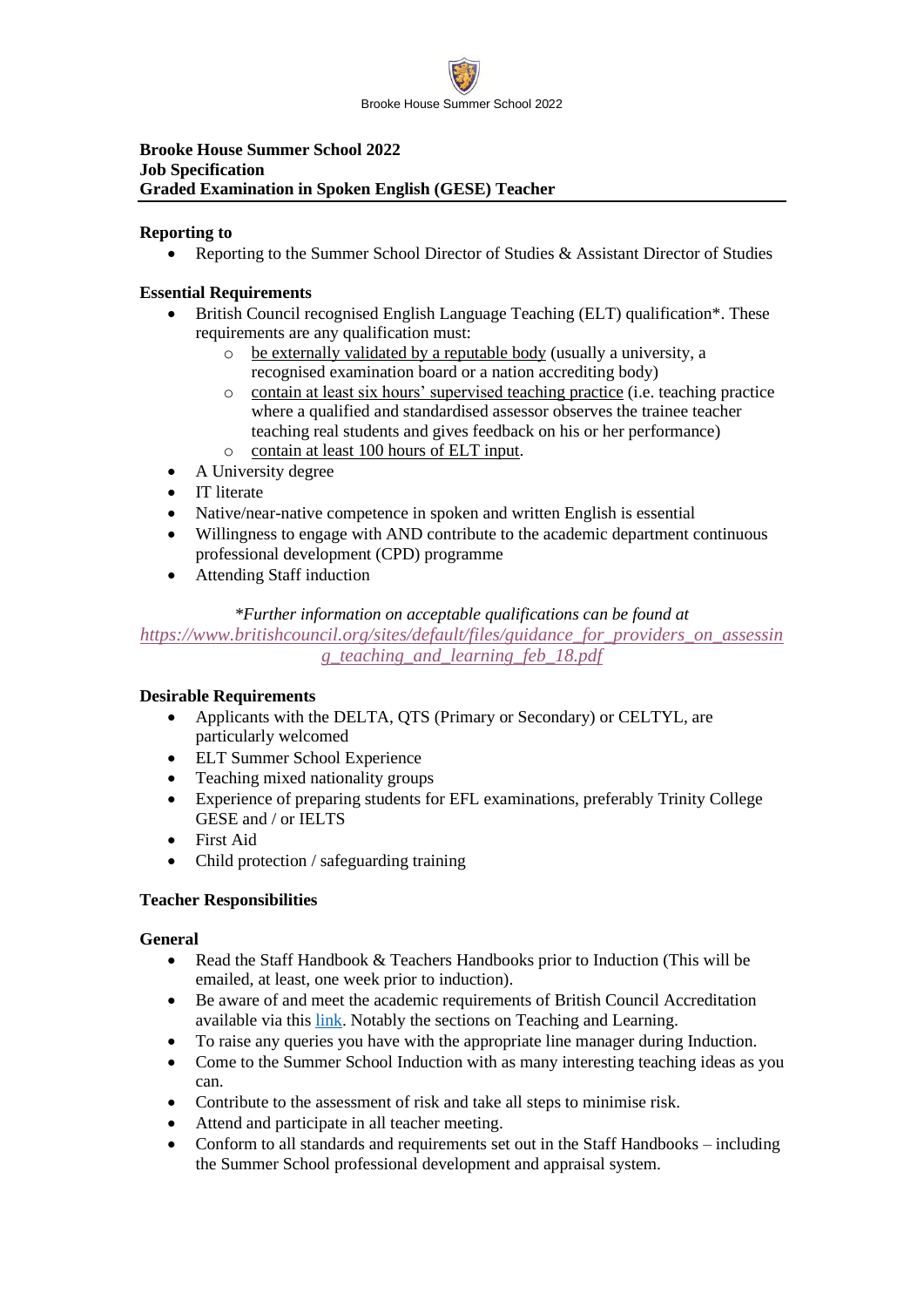**Brooke House Summer School 2022**
**Job Specification**
**Graded Examination in Spoken English (GESE) Teacher**

**Reporting to**

- Reporting to the Summer School Director of Studies & Assistant Director of Studies

**Essential Requirements**

- British Council recognised English Language Teaching (ELT) qualification*. These requirements are any qualification must:
  - be externally validated by a reputable body (usually a university, a recognised examination board or a nation accrediting body)
  - contain at least six hours' supervised teaching practice (i.e. teaching practice where a qualified and standardised assessor observes the trainee teacher teaching real students and gives feedback on his or her performance)
  - contain at least 100 hours of ELT input.
- A University degree
- IT literate
- Native/near-native competence in spoken and written English is essential
- Willingness to engage with AND contribute to the academic department continuous professional development (CPD) programme
- Attending Staff induction

*\*Further information on acceptable qualifications can be found at https://www.britishcouncil.org/sites/default/files/guidance_for_providers_on_assessing_teaching_and_learning_feb_18.pdf*

**Desirable Requirements**

- Applicants with the DELTA, QTS (Primary or Secondary) or CELTYL, are particularly welcomed
- ELT Summer School Experience
- Teaching mixed nationality groups
- Experience of preparing students for EFL examinations, preferably Trinity College GESE and / or IELTS
- First Aid
- Child protection / safeguarding training

**Teacher Responsibilities**

**General**

- Read the Staff Handbook & Teachers Handbooks prior to Induction (This will be emailed, at least, one week prior to induction).
- Be aware of and meet the academic requirements of British Council Accreditation available via this link. Notably the sections on Teaching and Learning.
- To raise any queries you have with the appropriate line manager during Induction.
- Come to the Summer School Induction with as many interesting teaching ideas as you can.
- Contribute to the assessment of risk and take all steps to minimise risk.
- Attend and participate in all teacher meeting.
- Conform to all standards and requirements set out in the Staff Handbooks – including the Summer School professional development and appraisal system.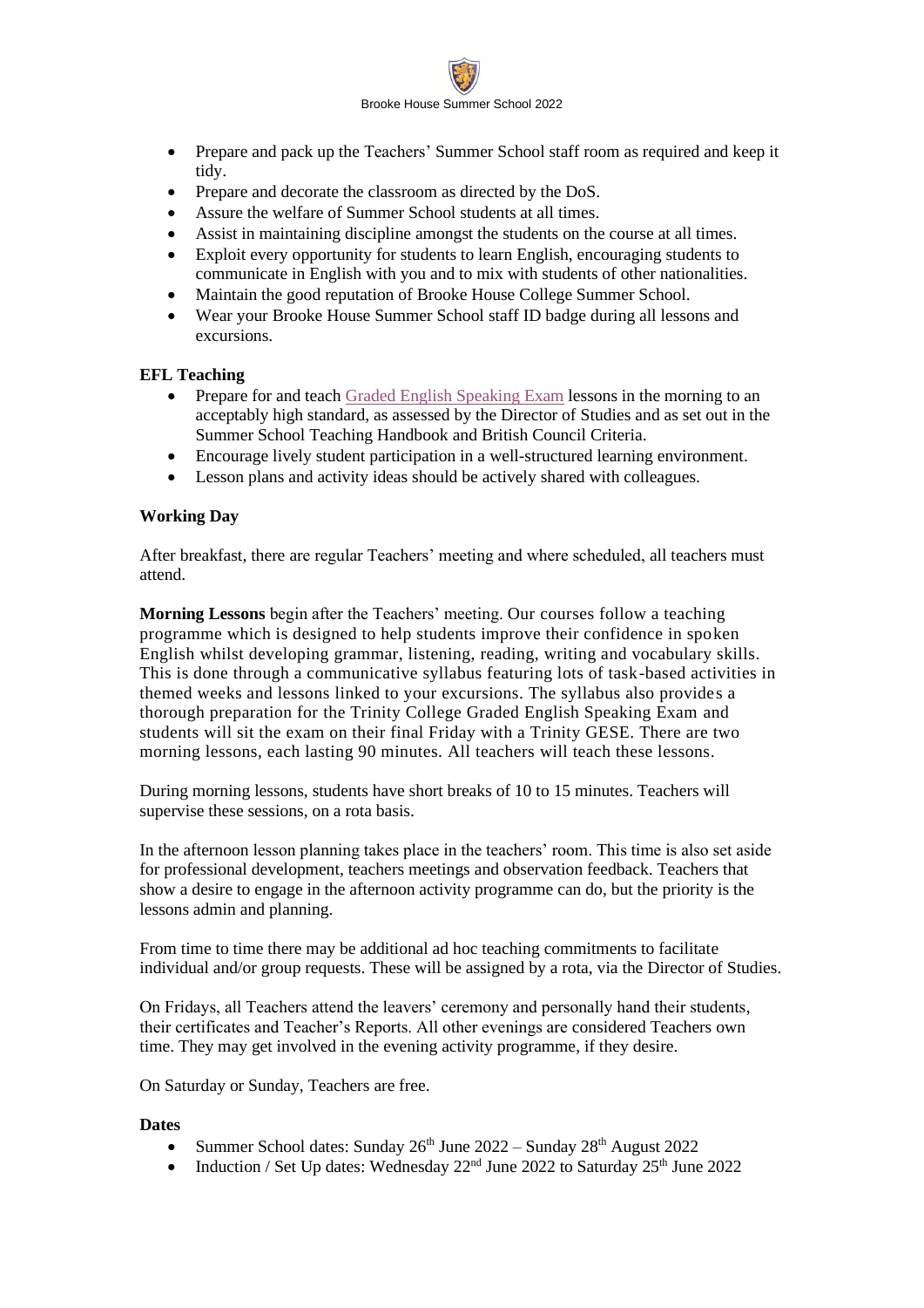- Prepare and pack up the Teachers' Summer School staff room as required and keep it tidy.
- Prepare and decorate the classroom as directed by the DoS.
- Assure the welfare of Summer School students at all times.
- Assist in maintaining discipline amongst the students on the course at all times.
- Exploit every opportunity for students to learn English, encouraging students to communicate in English with you and to mix with students of other nationalities.
- Maintain the good reputation of Brooke House College Summer School.
- Wear your Brooke House Summer School staff ID badge during all lessons and excursions.

**EFL Teaching**

- Prepare for and teach Graded English Speaking Exam lessons in the morning to an acceptably high standard, as assessed by the Director of Studies and as set out in the Summer School Teaching Handbook and British Council Criteria.
- Encourage lively student participation in a well-structured learning environment.
- Lesson plans and activity ideas should be actively shared with colleagues.

**Working Day**

After breakfast, there are regular Teachers' meeting and where scheduled, all teachers must attend.

**Morning Lessons** begin after the Teachers' meeting. Our courses follow a teaching programme which is designed to help students improve their confidence in spoken English whilst developing grammar, listening, reading, writing and vocabulary skills. This is done through a communicative syllabus featuring lots of task-based activities in themed weeks and lessons linked to your excursions. The syllabus also provides a thorough preparation for the Trinity College Graded English Speaking Exam and students will sit the exam on their final Friday with a Trinity GESE. There are two morning lessons, each lasting 90 minutes. All teachers will teach these lessons.

During morning lessons, students have short breaks of 10 to 15 minutes. Teachers will supervise these sessions, on a rota basis.

In the afternoon lesson planning takes place in the teachers' room. This time is also set aside for professional development, teachers meetings and observation feedback. Teachers that show a desire to engage in the afternoon activity programme can do, but the priority is the lessons admin and planning.

From time to time there may be additional ad hoc teaching commitments to facilitate individual and/or group requests. These will be assigned by a rota, via the Director of Studies.

On Fridays, all Teachers attend the leavers' ceremony and personally hand their students, their certificates and Teacher's Reports. All other evenings are considered Teachers own time. They may get involved in the evening activity programme, if they desire.

On Saturday or Sunday, Teachers are free.

**Dates**

- Summer School dates: Sunday 26th June 2022 – Sunday 28th August 2022
- Induction / Set Up dates: Wednesday 22nd June 2022 to Saturday 25th June 2022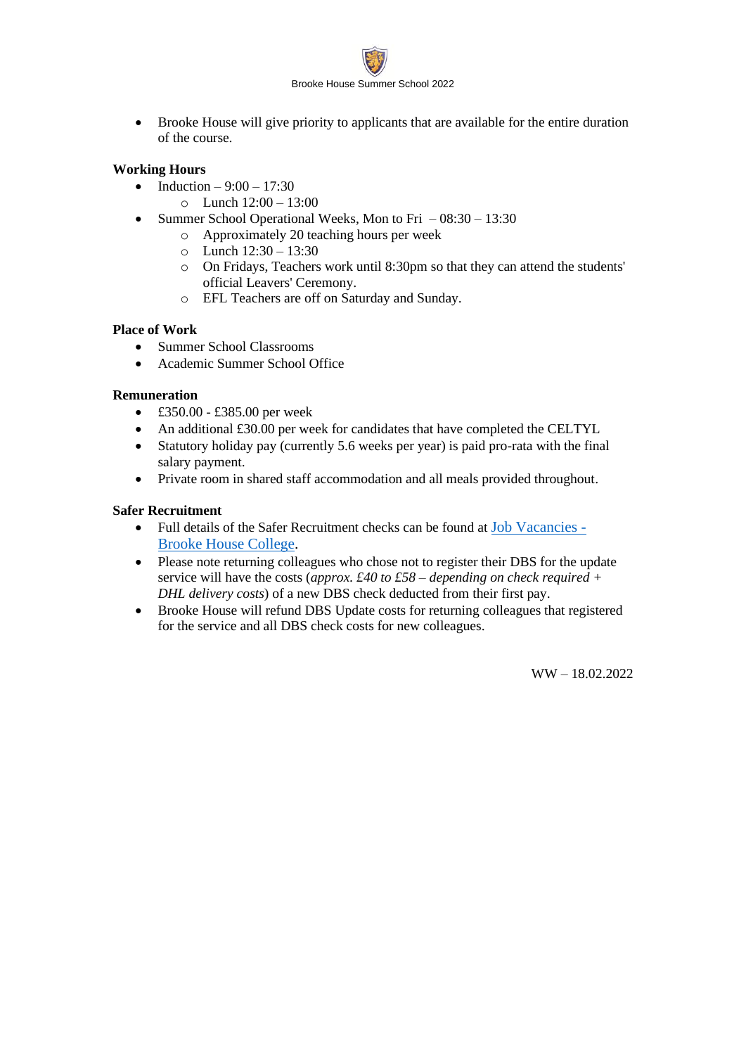- Brooke House will give priority to applicants that are available for the entire duration of the course.

**Working Hours**

- Induction – 9:00 – 17:30
  - Lunch 12:00 – 13:00
- Summer School Operational Weeks, Mon to Fri – 08:30 – 13:30
  - Approximately 20 teaching hours per week
  - Lunch 12:30 – 13:30
  - On Fridays, Teachers work until 8:30pm so that they can attend the students' official Leavers' Ceremony.
  - EFL Teachers are off on Saturday and Sunday.

**Place of Work**

- Summer School Classrooms
- Academic Summer School Office

**Remuneration**

- £350.00 - £385.00 per week
- An additional £30.00 per week for candidates that have completed the CELTYL
- Statutory holiday pay (currently 5.6 weeks per year) is paid pro-rata with the final salary payment.
- Private room in shared staff accommodation and all meals provided throughout.

**Safer Recruitment**

- Full details of the Safer Recruitment checks can be found at Job Vacancies - Brooke House College.
- Please note returning colleagues who chose not to register their DBS for the update service will have the costs (*approx. £40 to £58 – depending on check required + DHL delivery costs*) of a new DBS check deducted from their first pay.
- Brooke House will refund DBS Update costs for returning colleagues that registered for the service and all DBS check costs for new colleagues.

WW – 18.02.2022